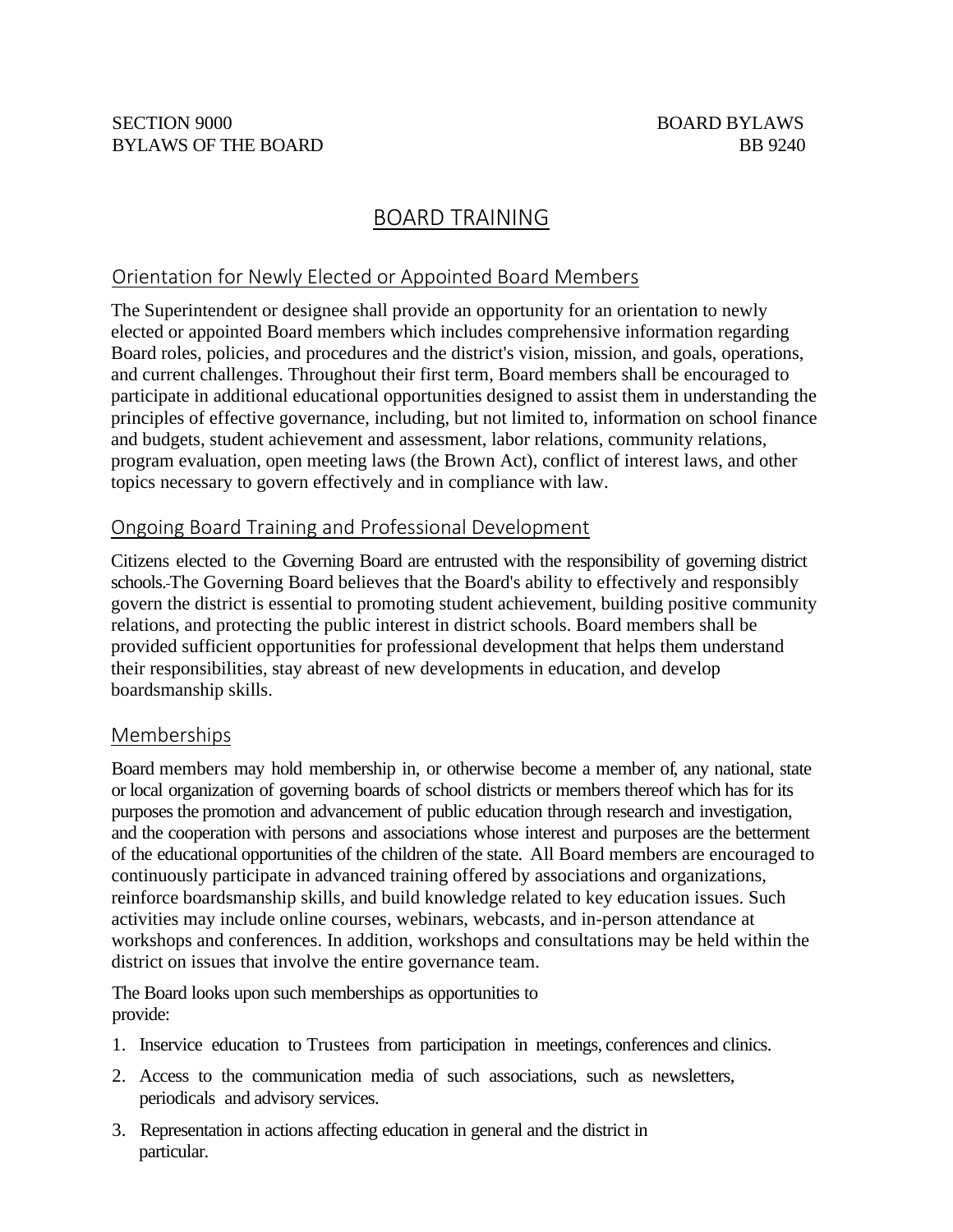SECTION 9000 BOARD BYLAWS
BYLAWS OF THE BOARD BB 9240

# BOARD TRAINING

## Orientation for Newly Elected or Appointed Board Members

The Superintendent or designee shall provide an opportunity for an orientation to newly elected or appointed Board members which includes comprehensive information regarding Board roles, policies, and procedures and the district's vision, mission, and goals, operations, and current challenges. Throughout their first term, Board members shall be encouraged to participate in additional educational opportunities designed to assist them in understanding the principles of effective governance, including, but not limited to, information on school finance and budgets, student achievement and assessment, labor relations, community relations, program evaluation, open meeting laws (the Brown Act), conflict of interest laws, and other topics necessary to govern effectively and in compliance with law.

## Ongoing Board Training and Professional Development

Citizens elected to the Governing Board are entrusted with the responsibility of governing district schools. The Governing Board believes that the Board's ability to effectively and responsibly govern the district is essential to promoting student achievement, building positive community relations, and protecting the public interest in district schools. Board members shall be provided sufficient opportunities for professional development that helps them understand their responsibilities, stay abreast of new developments in education, and develop boardsmanship skills.

## Memberships

Board members may hold membership in, or otherwise become a member of, any national, state or local organization of governing boards of school districts or members thereof which has for its purposes the promotion and advancement of public education through research and investigation, and the cooperation with persons and associations whose interest and purposes are the betterment of the educational opportunities of the children of the state. All Board members are encouraged to continuously participate in advanced training offered by associations and organizations, reinforce boardsmanship skills, and build knowledge related to key education issues. Such activities may include online courses, webinars, webcasts, and in-person attendance at workshops and conferences. In addition, workshops and consultations may be held within the district on issues that involve the entire governance team.

The Board looks upon such memberships as opportunities to provide:

1. Inservice education to Trustees from participation in meetings, conferences and clinics.
2. Access to the communication media of such associations, such as newsletters, periodicals and advisory services.
3. Representation in actions affecting education in general and the district in particular.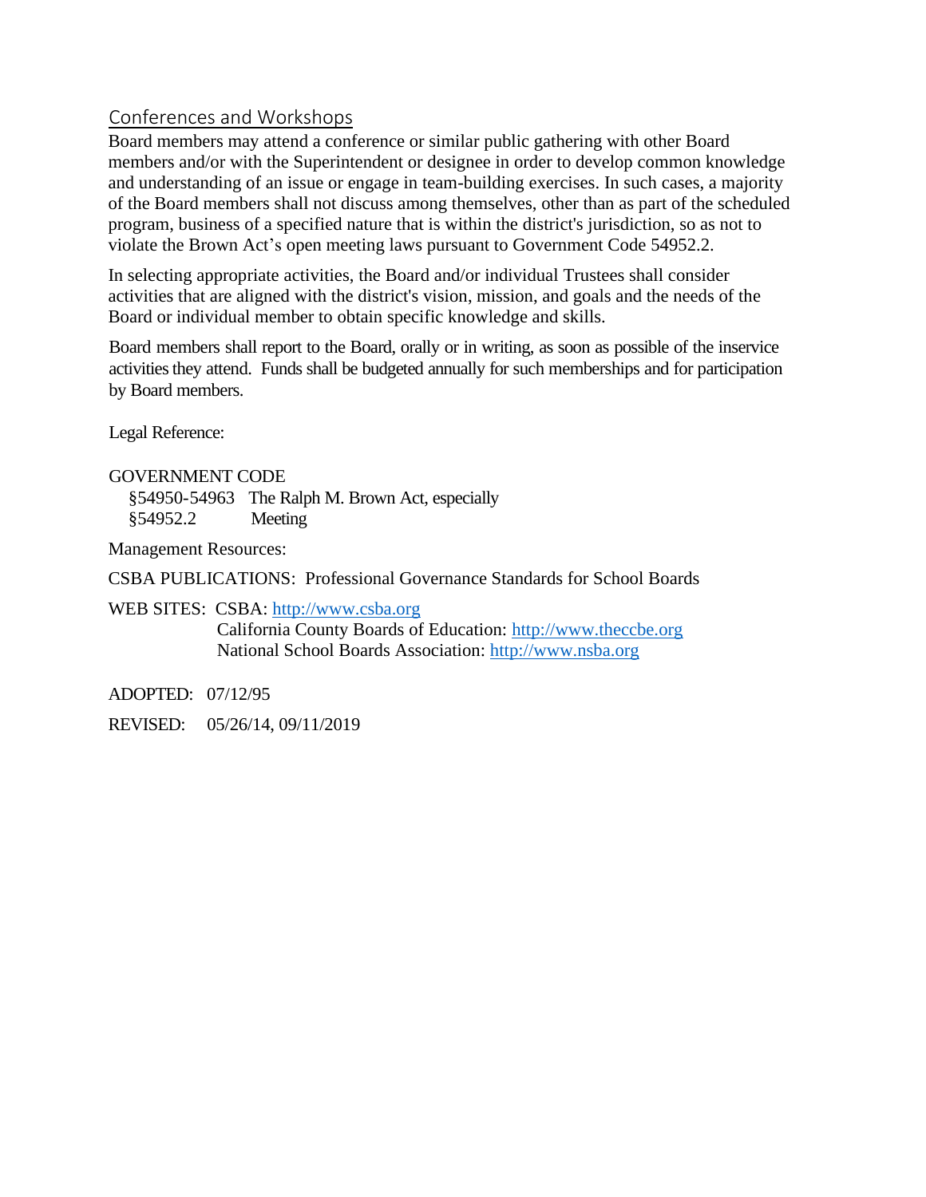## Conferences and Workshops

Board members may attend a conference or similar public gathering with other Board members and/or with the Superintendent or designee in order to develop common knowledge and understanding of an issue or engage in team-building exercises. In such cases, a majority of the Board members shall not discuss among themselves, other than as part of the scheduled program, business of a specified nature that is within the district's jurisdiction, so as not to violate the Brown Act's open meeting laws pursuant to Government Code 54952.2.

In selecting appropriate activities, the Board and/or individual Trustees shall consider activities that are aligned with the district's vision, mission, and goals and the needs of the Board or individual member to obtain specific knowledge and skills.

Board members shall report to the Board, orally or in writing, as soon as possible of the inservice activities they attend. Funds shall be budgeted annually for such memberships and for participation by Board members.

Legal Reference:

GOVERNMENT CODE

§54950-54963 The Ralph M. Brown Act, especially
§54952.2 Meeting

Management Resources:

CSBA PUBLICATIONS: Professional Governance Standards for School Boards

WEB SITES: CSBA: http://www.csba.org
California County Boards of Education: http://www.theccbe.org
National School Boards Association: http://www.nsba.org

ADOPTED: 07/12/95

REVISED: 05/26/14, 09/11/2019